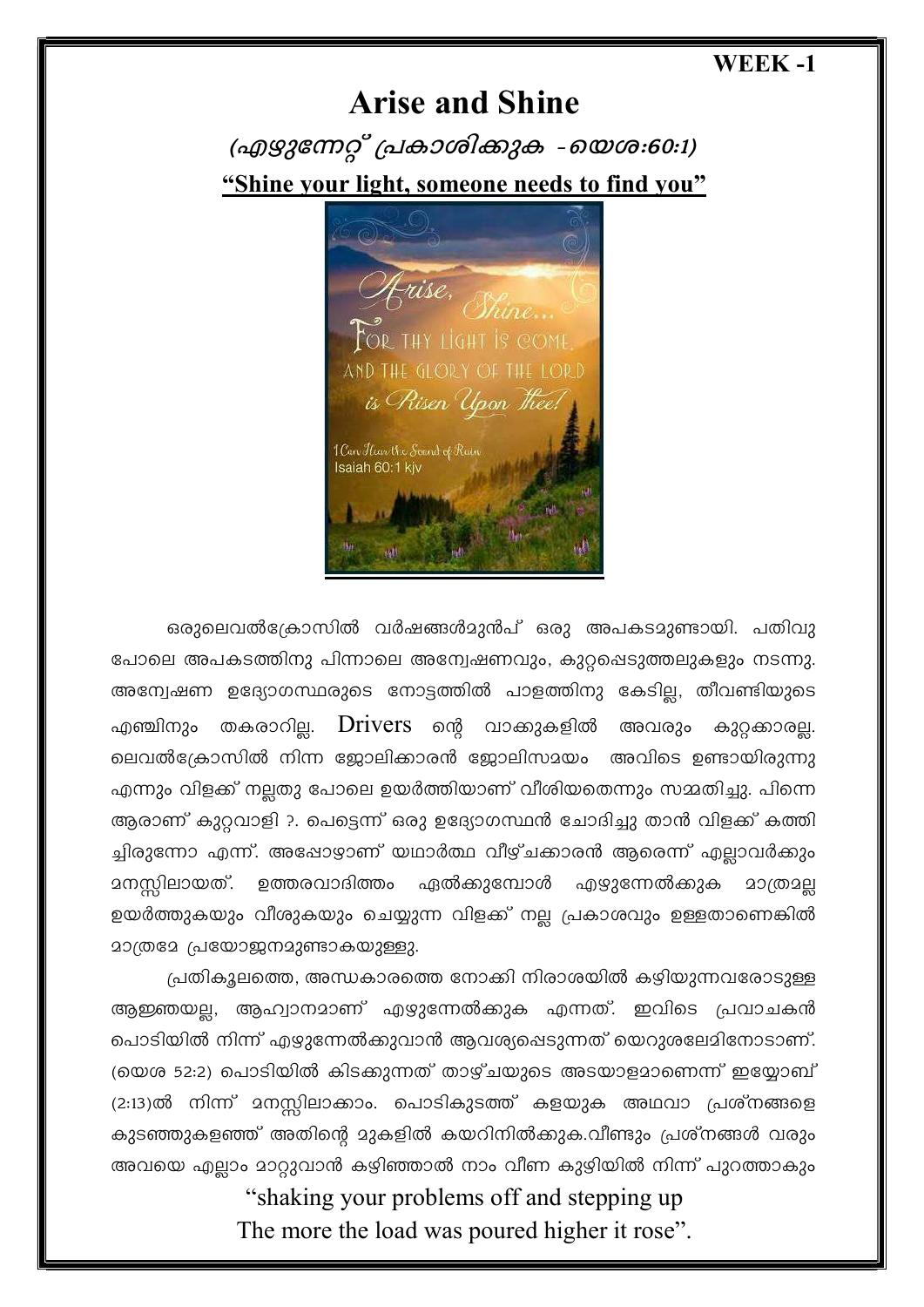**WEEK -1**

# Arise and Shine

## *(എഴുന്നേറ്റ് പ്രകാശിക്കുക -യെശ:60:1)*

**"Shine your light, someone needs to find you"**

ഒരുലെവൽക്രോസിൽ വർഷങ്ങൾമുൻപ് ഒരു അപകടമുണ്ടായി. പതിവു പോലെ അപകടത്തിനു പിന്നാലെ അന്വേഷണവും, കുറ്റപ്പെടുത്തലുകളും നടന്നു. അന്വേഷണ ഉദ്യോഗസ്ഥരുടെ നോട്ടത്തിൽ പാളത്തിനു കേടില്ല, തീവണ്ടിയുടെ എഞ്ചിനും തകരാറില്ല. Drivers ന്റെ വാക്കുകളിൽ അവരും കുറ്റക്കാരല്ല. ലെവൽക്രോസിൽ നിന്ന ജോലിക്കാരൻ ജോലിസമയം അവിടെ ഉണ്ടായിരുന്നു എന്നും വിളക്ക് നല്ലതു പോലെ ഉയർത്തിയാണ് വീശിയതെന്നും സമ്മതിച്ചു. പിന്നെ ആരാണ് കുറ്റവാളി ?. പെട്ടെന്ന് ഒരു ഉദ്യോഗസ്ഥൻ ചോദിച്ചു താൻ വിളക്ക് കത്തി ച്ചിരുന്നോ എന്ന്. അപ്പോഴാണ് യഥാർത്ഥ വീഴ്ചക്കാരൻ ആരെന്ന് എല്ലാവർക്കും മനസ്സിലായത്. ഉത്തരവാദിത്തം ഏൽക്കുമ്പോൾ എഴുന്നേൽക്കുക മാത്രമല്ല ഉയർത്തുകയും വീശുകയും ചെയ്യുന്ന വിളക്ക് നല്ല പ്രകാശവും ഉള്ളതാണെങ്കിൽ മാത്രമേ പ്രയോജനമുണ്ടാകയുള്ളു.

പ്രതികൂലത്തെ, അന്ധകാരത്തെ നോക്കി നിരാശയിൽ കഴിയുന്നവരോടുള്ള ആജ്ഞയല്ല, ആഹ്വാനമാണ് എഴുന്നേൽക്കുക എന്നത്. ഇവിടെ പ്രവാചകൻ പൊടിയിൽ നിന്ന് എഴുന്നേൽക്കുവാൻ ആവശ്യപ്പെടുന്നത് യെറുശലേമിനോടാണ്. (യെശ 52:2) പൊടിയിൽ കിടക്കുന്നത് താഴ്ചയുടെ അടയാളമാണെന്ന് ഇയ്യോബ് (2:13)ൽ നിന്ന് മനസ്സിലാക്കാം. പൊടികുടഞ്ഞ് കളയുക അഥവാ പ്രശ്നങ്ങളെ കുടഞ്ഞുകളഞ്ഞ് അതിന്റെ മുകളിൽ കയറിനിൽക്കുക.വീണ്ടും പ്രശ്നങ്ങൾ വരും അവയെ എല്ലാം മാറ്റുവാൻ കഴിഞ്ഞാൽ നാം വീണ കുഴിയിൽ നിന്ന് പുറത്താകും

"shaking your problems off and stepping up
The more the load was poured higher it rose".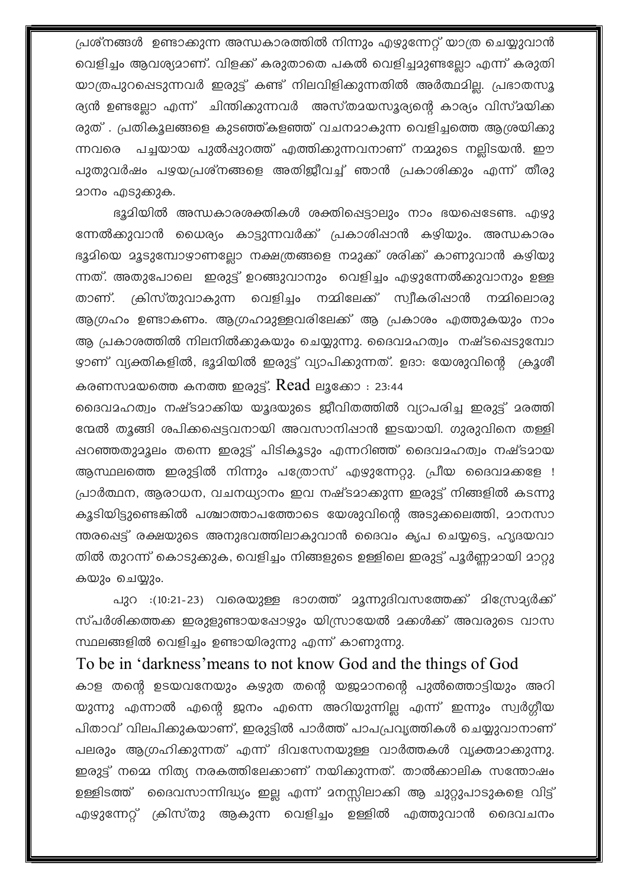പ്രശ്നങ്ങൾ ഉണ്ടാക്കുന്ന അന്ധകാരത്തിൽ നിന്നും എഴുന്നേറ്റ് യാത്ര ചെയ്യുവാൻ വെളിച്ചം ആവശ്യമാണ്. വിളക്ക് കരുതാതെ പകൽ വെളിച്ചമുണ്ടല്ലോ എന്ന് കരുതി യാത്രപുറപ്പെടുന്നവർ ഇരുട്ട് കണ്ട് നിലവിളിക്കുന്നതിൽ അർത്ഥമില്ല. പ്രഭാതസൂര്യൻ ഉണ്ടല്ലോ എന്ന് ചിന്തിക്കുന്നവർ അസ്തമയസൂര്യന്റെ കാര്യം വിസ്മയിക്കരുത് . പ്രതികൂലങ്ങളെ കുടഞ്ഞ്കളഞ്ഞ് വചനമാകുന്ന വെളിച്ചത്തെ ആശ്രയിക്കുന്നവരെ പച്ചയായ പുൽപ്പുറത്ത് എത്തിക്കുന്നവനാണ് നമ്മുടെ നല്ലിടയൻ. ഈ പുതുവർഷം പഴയപ്രശ്നങ്ങളെ അതിജീവിച്ച് ഞാൻ പ്രകാശിക്കും എന്ന് തീരുമാനം എടുക്കുക.

ഭൂമിയിൽ അന്ധകാരശക്തികൾ ശക്തിപ്പെട്ടാലും നാം ഭയപ്പെടേണ്ട. എഴുന്നേൽക്കുവാൻ ധൈര്യം കാട്ടുന്നവർക്ക് പ്രകാശിപ്പാൻ കഴിയും. അന്ധകാരം ഭൂമിയെ മൂടുമ്പോഴാണല്ലോ നക്ഷത്രങ്ങളെ നമുക്ക് ശരിക്ക് കാണുവാൻ കഴിയുന്നത്. അതുപോലെ ഇരുട്ട് ഉറങ്ങുവാനും വെളിച്ചം എഴുന്നേൽക്കുവാനും ഉള്ളതാണ്. ക്രിസ്തുവാകുന്ന വെളിച്ചം നമ്മിലേക്ക് സ്വീകരിപ്പാൻ നമ്മിലൊരു ആഗ്രഹം ഉണ്ടാകണം. ആഗ്രഹമുള്ളവരിലേക്ക് ആ പ്രകാശം എത്തുകയും നാം ആ പ്രകാശത്തിൽ നിലനിൽക്കുകയും ചെയ്യുന്നു. ദൈവമഹത്വം നഷ്ടപ്പെടുമ്പോഴാണ് വ്യക്തികളിൽ, ഭൂമിയിൽ ഇരുട്ട് വ്യാപിക്കുന്നത്. ഉദാ: യേശുവിന്റെ ക്രൂശീകരണസമയത്തെ കനത്ത ഇരുട്ട്. Read ലൂക്കോ : 23:44

ദൈവമഹത്വം നഷ്ടമാക്കിയ യൂദയുടെ ജീവിതത്തിൽ വ്യാപരിച്ച ഇരുട്ട് മരത്തിന്മേൽ തൂങ്ങി ശപിക്കപ്പെട്ടവനായി അവസാനിപ്പാൻ ഇടയായി. ഗുരുവിനെ തള്ളിപ്പറഞ്ഞതുമൂലം തന്നെ ഇരുട്ട് പിടികൂടും എന്നറിഞ്ഞ് ദൈവമഹത്വം നഷ്ടമായ ആസ്ഥലത്തെ ഇരുട്ടിൽ നിന്നും പത്രോസ് എഴുന്നേറ്റു. പ്രീയ ദൈവമക്കളേ ! പ്രാർത്ഥന, ആരാധന, വചനധ്യാനം ഇവ നഷ്ടമാക്കുന്ന ഇരുട്ട് നിങ്ങളിൽ കടന്നുകൂടിയിട്ടുണ്ടെങ്കിൽ പശ്ചാത്താപത്തോടെ യേശുവിന്റെ അടുക്കലെത്തി, മാനസാന്തരപ്പെട്ട് രക്ഷയുടെ അനുഭവത്തിലാകുവാൻ ദൈവം കൃപ ചെയ്യട്ടെ, ഹൃദയവാതിൽ തുറന്ന് കൊടുക്കുക, വെളിച്ചം നിങ്ങളുടെ ഉള്ളിലെ ഇരുട്ട് പൂർണ്ണമായി മാറ്റുകയും ചെയ്യും.

പുറ :(10:21-23) വരെയുള്ള ഭാഗത്ത് മൂന്നുദിവസത്തേക്ക് മിസ്രേമ്യർക്ക് സ്പർശിക്കത്തക്ക ഇരുളുണ്ടായപ്പോഴും യിസ്രായേൽ മക്കൾക്ക് അവരുടെ വാസസ്ഥലങ്ങളിൽ വെളിച്ചം ഉണ്ടായിരുന്നു എന്ന് കാണുന്നു.

To be in 'darkness'means to not know God and the things of God

കാള തന്റെ ഉടയവനേയും കഴുത തന്റെ യജമാനന്റെ പുൽത്തൊട്ടിയും അറിയുന്നു എന്നാൽ എന്റെ ജനം എന്നെ അറിയുന്നില്ല എന്ന് ഇന്നും സ്വർഗ്ഗീയ പിതാവ് വിലപിക്കുകയാണ്, ഇരുട്ടിൽ പാർത്ത് പാപപ്രവൃത്തികൾ ചെയ്യുവാനാണ് പലരും ആഗ്രഹിക്കുന്നത് എന്ന് ദിവസേനയുള്ള വാർത്തകൾ വ്യക്തമാക്കുന്നു. ഇരുട്ട് നമ്മെ നിത്യ നരകത്തിലേക്കാണ് നയിക്കുന്നത്. താൽക്കാലിക സന്തോഷം ഉള്ളിടത്ത് ദൈവസാന്നിദ്ധ്യം ഇല്ല എന്ന് മനസ്സിലാക്കി ആ ചുറ്റുപാടുകളെ വിട്ട് എഴുന്നേറ്റ് ക്രിസ്തു ആകുന്ന വെളിച്ചം ഉള്ളിൽ എത്തുവാൻ ദൈവചനം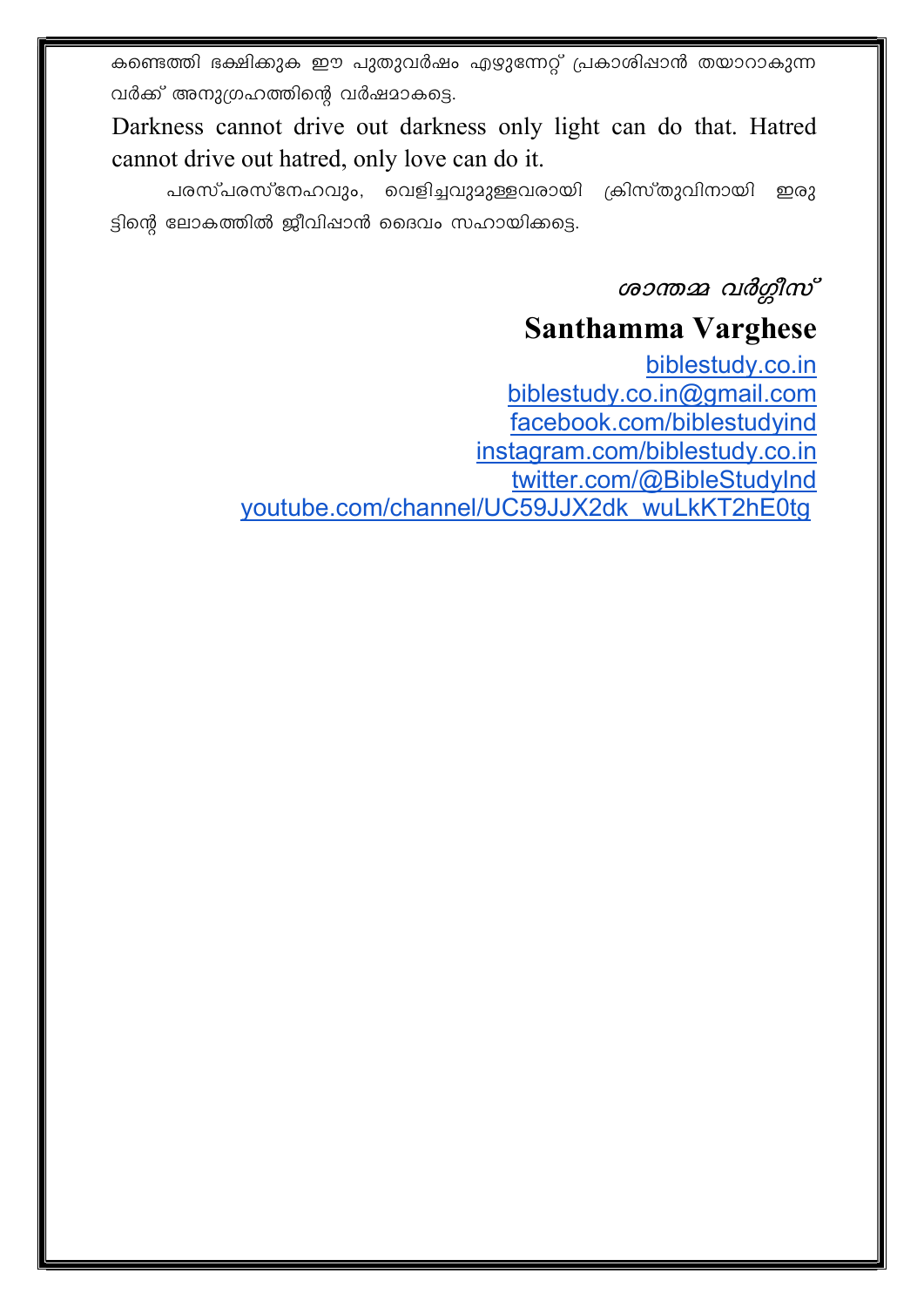കണ്ടെത്തി ഭക്ഷിക്കുക ഈ പുതുവർഷം എഴുന്നേറ്റ് പ്രകാശിപ്പാൻ തയാറാകുന്നവർക്ക് അനുഗ്രഹത്തിന്റെ വർഷമാകട്ടെ.

Darkness cannot drive out darkness only light can do that. Hatred cannot drive out hatred, only love can do it.

പരസ്പരസ്നേഹവും, വെളിച്ചവുമുള്ളവരായി ക്രിസ്തുവിനായി ഇരുട്ടിന്റെ ലോകത്തിൽ ജീവിപ്പാൻ ദൈവം സഹായിക്കട്ടെ.

*ശാന്തമ്മ വർഗ്ഗീസ്*

**Santhamma Varghese**

biblestudy.co.in
biblestudy.co.in@gmail.com
facebook.com/biblestudyind
instagram.com/biblestudy.co.in
twitter.com/@BibleStudyInd
youtube.com/channel/UC59JJX2dk_wuLkKT2hE0tg